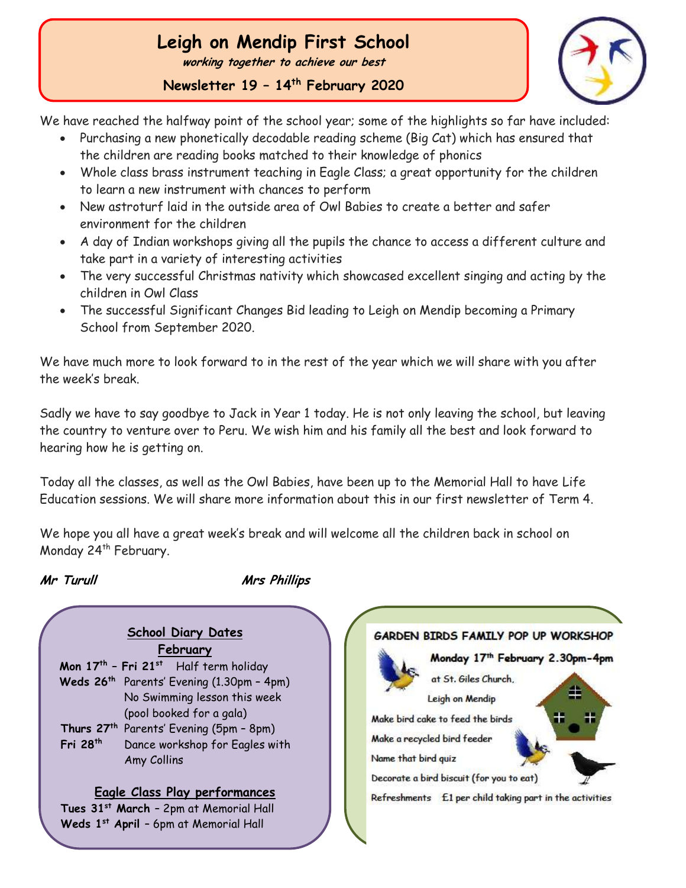# Leigh on Mendip First School

***working together to achieve our best***

**Newsletter 19 – 14th February 2020**

We have reached the halfway point of the school year; some of the highlights so far have included:

- Purchasing a new phonetically decodable reading scheme (Big Cat) which has ensured that the children are reading books matched to their knowledge of phonics
- Whole class brass instrument teaching in Eagle Class; a great opportunity for the children to learn a new instrument with chances to perform
- New astroturf laid in the outside area of Owl Babies to create a better and safer environment for the children
- A day of Indian workshops giving all the pupils the chance to access a different culture and take part in a variety of interesting activities
- The very successful Christmas nativity which showcased excellent singing and acting by the children in Owl Class
- The successful Significant Changes Bid leading to Leigh on Mendip becoming a Primary School from September 2020.

We have much more to look forward to in the rest of the year which we will share with you after the week's break.

Sadly we have to say goodbye to Jack in Year 1 today. He is not only leaving the school, but leaving the country to venture over to Peru. We wish him and his family all the best and look forward to hearing how he is getting on.

Today all the classes, as well as the Owl Babies, have been up to the Memorial Hall to have Life Education sessions. We will share more information about this in our first newsletter of Term 4.

We hope you all have a great week's break and will welcome all the children back in school on Monday 24th February.

***Mr Turull*** ***Mrs Phillips***

## School Diary Dates

### February

**Mon 17th – Fri 21st** Half term holiday

**Weds 26th** Parents' Evening (1.30pm – 4pm)
No Swimming lesson this week (pool booked for a gala)

**Thurs 27th** Parents' Evening (5pm – 8pm)

**Fri 28th** Dance workshop for Eagles with Amy Collins

### Eagle Class Play performances

**Tues 31st March** – 2pm at Memorial Hall

**Weds 1st April** – 6pm at Memorial Hall

## GARDEN BIRDS FAMILY POP UP WORKSHOP

**Monday 17th February 2.30pm-4pm**

at St. Giles Church, Leigh on Mendip

Make bird cake to feed the birds

Make a recycled bird feeder

Name that bird quiz

Decorate a bird biscuit (for you to eat)

Refreshments £1 per child taking part in the activities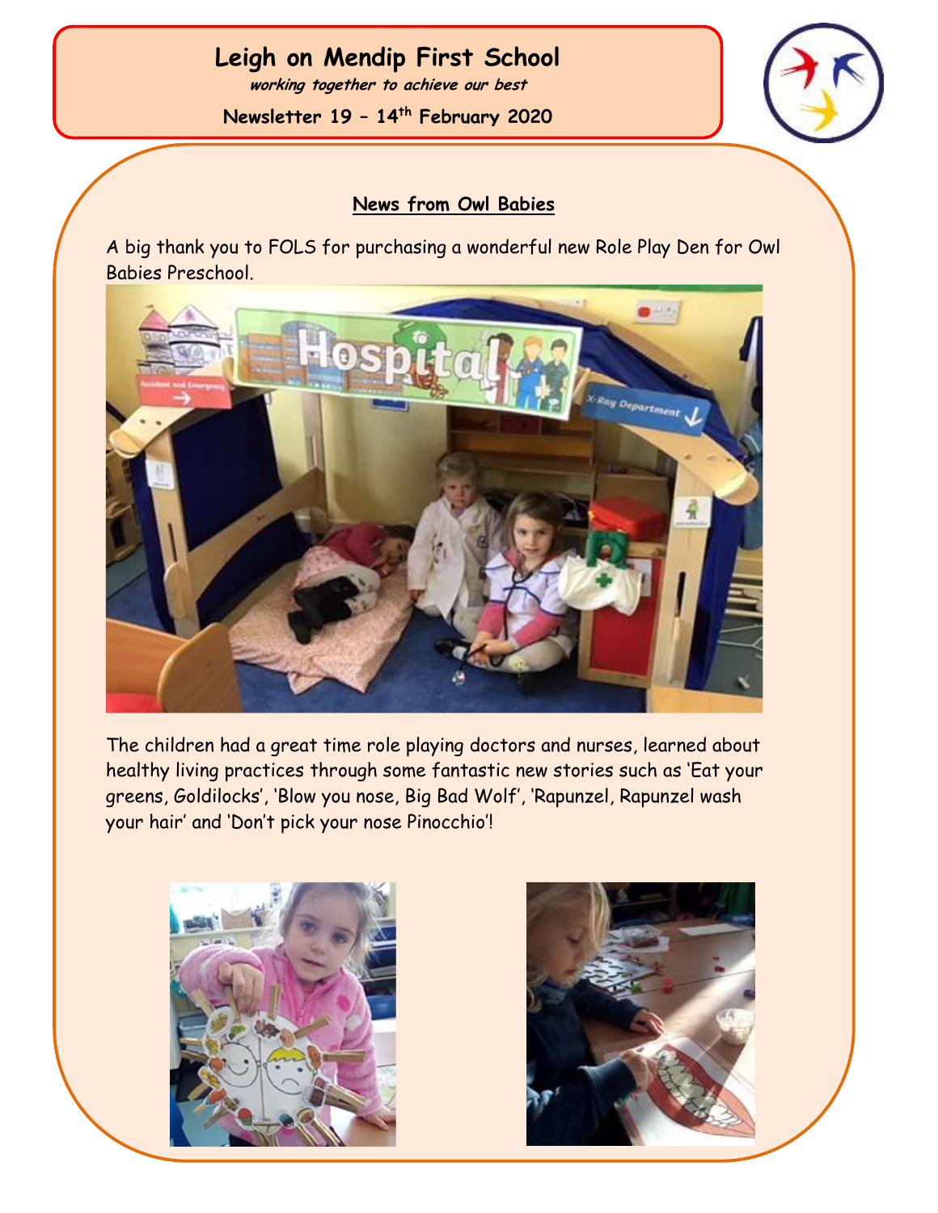# Leigh on Mendip First School

***working together to achieve our best***

**Newsletter 19 – 14th February 2020**

## News from Owl Babies

A big thank you to FOLS for purchasing a wonderful new Role Play Den for Owl Babies Preschool.

The children had a great time role playing doctors and nurses, learned about healthy living practices through some fantastic new stories such as 'Eat your greens, Goldilocks', 'Blow you nose, Big Bad Wolf', 'Rapunzel, Rapunzel wash your hair' and 'Don't pick your nose Pinocchio'!